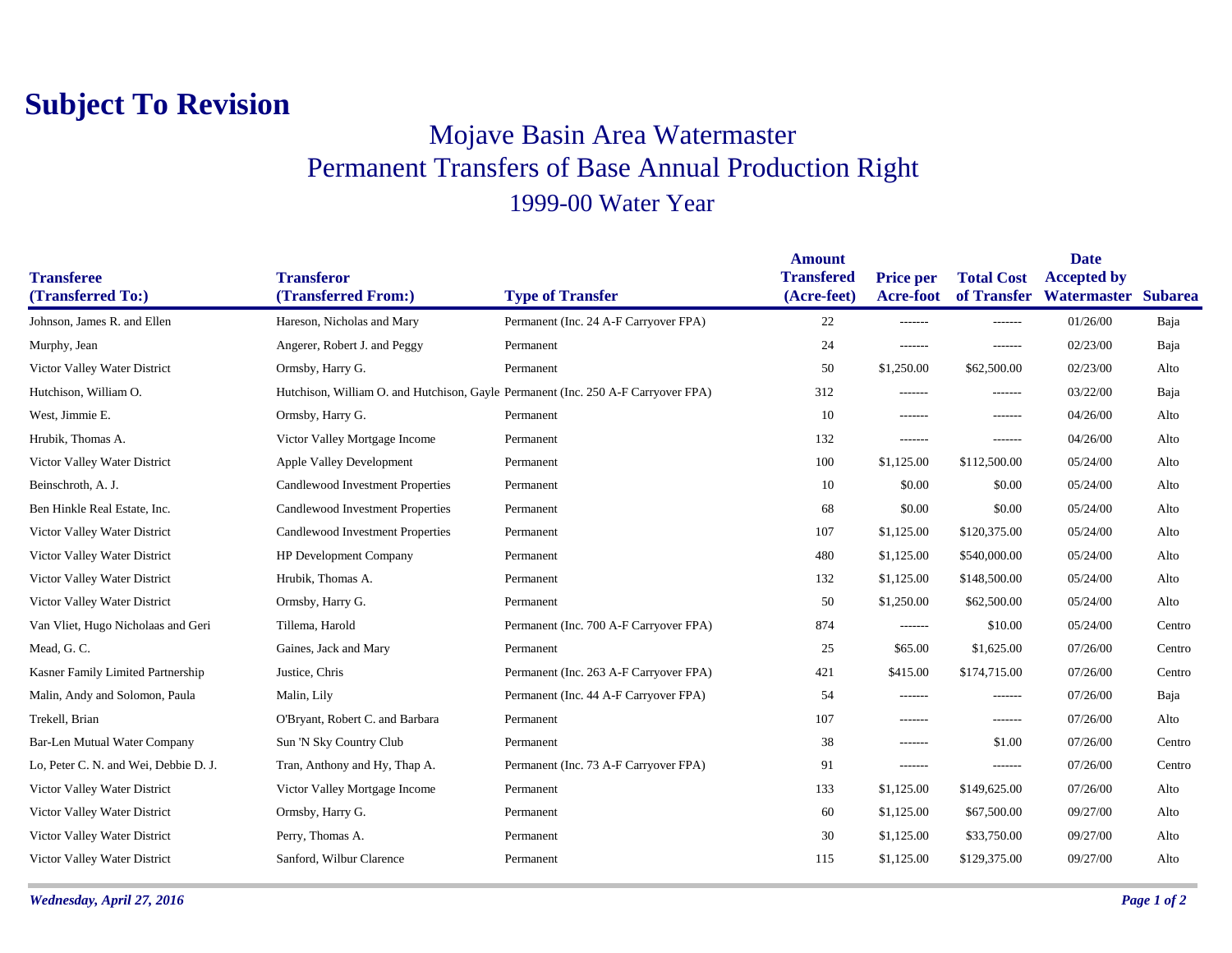# Subject To Revision

## Mojave Basin Area Watermaster
## Permanent Transfers of Base Annual Production Right
## 1999-00 Water Year

| Transferee (Transferred To:) | Transferor (Transferred From:) | Type of Transfer | Amount Transfered (Acre-feet) | Price per Acre-foot | Total Cost of Transfer | Date Accepted by Watermaster | Subarea |
|---|---|---|---|---|---|---|---|
| Johnson, James R. and Ellen | Hareson, Nicholas and Mary | Permanent (Inc. 24 A-F Carryover FPA) | 22 | ------- | ------- | 01/26/00 | Baja |
| Murphy, Jean | Angerer, Robert J. and Peggy | Permanent | 24 | ------- | ------- | 02/23/00 | Baja |
| Victor Valley Water District | Ormsby, Harry G. | Permanent | 50 | $1,250.00 | $62,500.00 | 02/23/00 | Alto |
| Hutchison, William O. | Hutchison, William O. and Hutchison, Gayle | Permanent (Inc. 250 A-F Carryover FPA) | 312 | ------- | ------- | 03/22/00 | Baja |
| West, Jimmie E. | Ormsby, Harry G. | Permanent | 10 | ------- | ------- | 04/26/00 | Alto |
| Hrubik, Thomas A. | Victor Valley Mortgage Income | Permanent | 132 | ------- | ------- | 04/26/00 | Alto |
| Victor Valley Water District | Apple Valley Development | Permanent | 100 | $1,125.00 | $112,500.00 | 05/24/00 | Alto |
| Beinschroth, A. J. | Candlewood Investment Properties | Permanent | 10 | $0.00 | $0.00 | 05/24/00 | Alto |
| Ben Hinkle Real Estate, Inc. | Candlewood Investment Properties | Permanent | 68 | $0.00 | $0.00 | 05/24/00 | Alto |
| Victor Valley Water District | Candlewood Investment Properties | Permanent | 107 | $1,125.00 | $120,375.00 | 05/24/00 | Alto |
| Victor Valley Water District | HP Development Company | Permanent | 480 | $1,125.00 | $540,000.00 | 05/24/00 | Alto |
| Victor Valley Water District | Hrubik, Thomas A. | Permanent | 132 | $1,125.00 | $148,500.00 | 05/24/00 | Alto |
| Victor Valley Water District | Ormsby, Harry G. | Permanent | 50 | $1,250.00 | $62,500.00 | 05/24/00 | Alto |
| Van Vliet, Hugo Nicholaas and Geri | Tillema, Harold | Permanent (Inc. 700 A-F Carryover FPA) | 874 | ------- | $10.00 | 05/24/00 | Centro |
| Mead, G. C. | Gaines, Jack and Mary | Permanent | 25 | $65.00 | $1,625.00 | 07/26/00 | Centro |
| Kasner Family Limited Partnership | Justice, Chris | Permanent (Inc. 263 A-F Carryover FPA) | 421 | $415.00 | $174,715.00 | 07/26/00 | Centro |
| Malin, Andy and Solomon, Paula | Malin, Lily | Permanent (Inc. 44 A-F Carryover FPA) | 54 | ------- | ------- | 07/26/00 | Baja |
| Trekell, Brian | O'Bryant, Robert C. and Barbara | Permanent | 107 | ------- | ------- | 07/26/00 | Alto |
| Bar-Len Mutual Water Company | Sun 'N Sky Country Club | Permanent | 38 | ------- | $1.00 | 07/26/00 | Centro |
| Lo, Peter C. N. and Wei, Debbie D. J. | Tran, Anthony and Hy, Thap A. | Permanent (Inc. 73 A-F Carryover FPA) | 91 | ------- | ------- | 07/26/00 | Centro |
| Victor Valley Water District | Victor Valley Mortgage Income | Permanent | 133 | $1,125.00 | $149,625.00 | 07/26/00 | Alto |
| Victor Valley Water District | Ormsby, Harry G. | Permanent | 60 | $1,125.00 | $67,500.00 | 09/27/00 | Alto |
| Victor Valley Water District | Perry, Thomas A. | Permanent | 30 | $1,125.00 | $33,750.00 | 09/27/00 | Alto |
| Victor Valley Water District | Sanford, Wilbur Clarence | Permanent | 115 | $1,125.00 | $129,375.00 | 09/27/00 | Alto |

*Wednesday, April 27, 2016*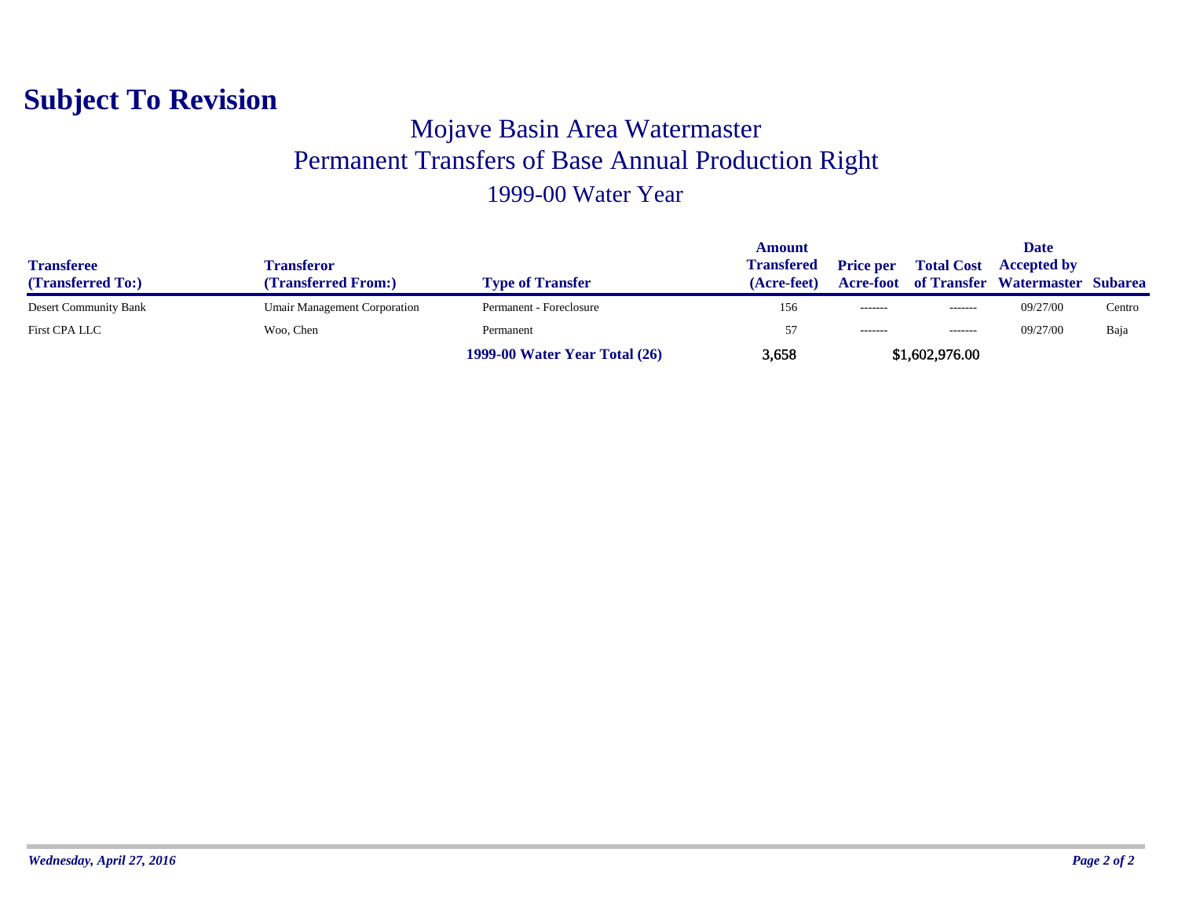**Subject To Revision**

# Mojave Basin Area Watermaster
## Permanent Transfers of Base Annual Production Right
### 1999-00 Water Year

| Transferee (Transferred To:) | Transferor (Transferred From:) | Type of Transfer | Amount Transfered (Acre-feet) | Price per Acre-foot | Total Cost of Transfer | Date Accepted by Watermaster | Subarea |
|---|---|---|---|---|---|---|---|
| Desert Community Bank | Umair Management Corporation | Permanent - Foreclosure | 156 | ------- | ------- | 09/27/00 | Centro |
| First CPA LLC | Woo, Chen | Permanent | 57 | ------- | ------- | 09/27/00 | Baja |
| | | **1999-00 Water Year Total (26)** | 3,658 | | $1,602,976.00 | | |